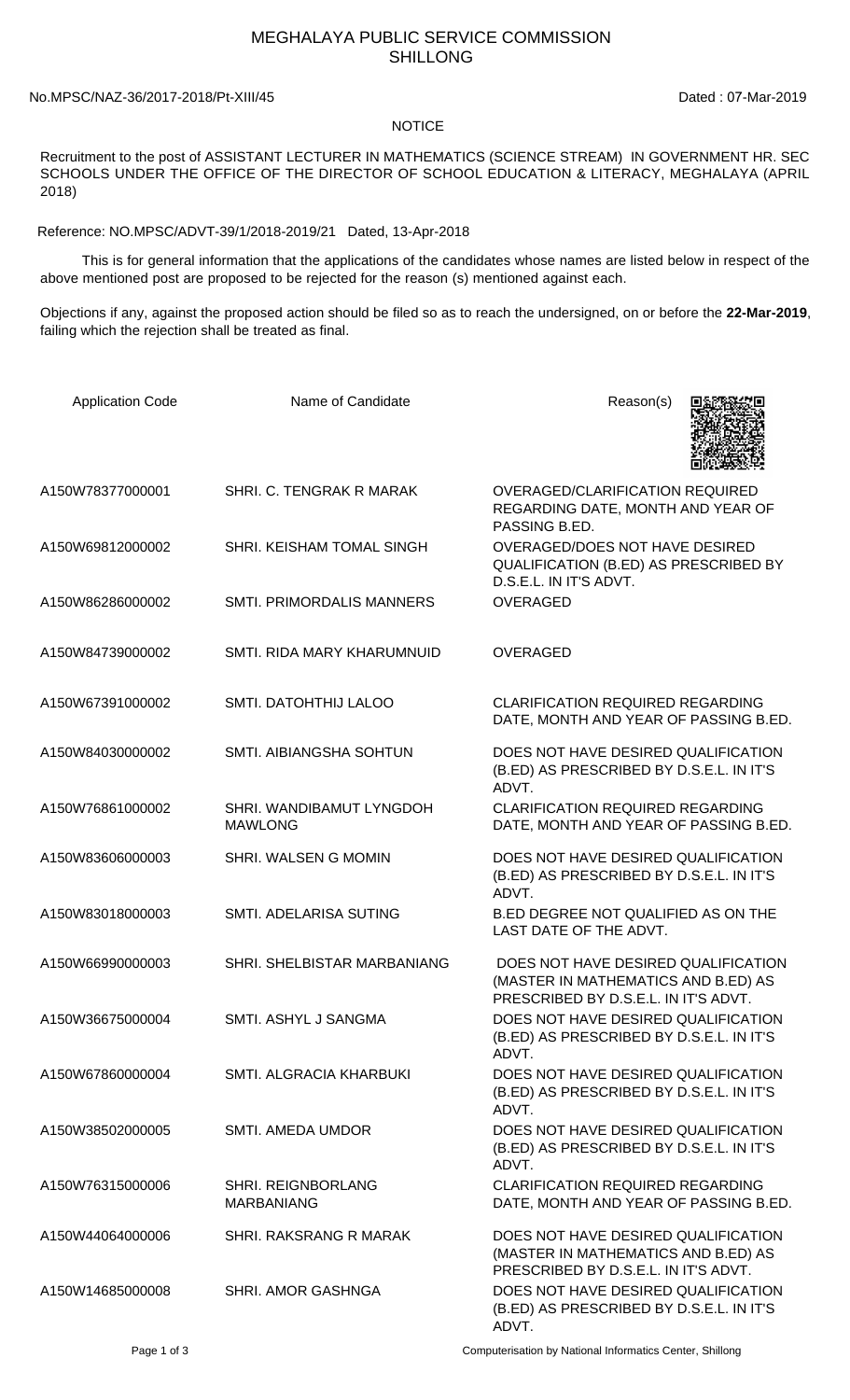# MEGHALAYA PUBLIC SERVICE COMMISSION
## SHILLONG

No.MPSC/NAZ-36/2017-2018/Pt-XIII/45 Dated : 07-Mar-2019

NOTICE

Recruitment to the post of ASSISTANT LECTURER IN MATHEMATICS (SCIENCE STREAM) IN GOVERNMENT HR. SEC SCHOOLS UNDER THE OFFICE OF THE DIRECTOR OF SCHOOL EDUCATION & LITERACY, MEGHALAYA (APRIL 2018)

Reference: NO.MPSC/ADVT-39/1/2018-2019/21 Dated, 13-Apr-2018

This is for general information that the applications of the candidates whose names are listed below in respect of the above mentioned post are proposed to be rejected for the reason (s) mentioned against each.

Objections if any, against the proposed action should be filed so as to reach the undersigned, on or before the **22-Mar-2019**, failing which the rejection shall be treated as final.

| Application Code | Name of Candidate | Reason(s) |
|---|---|---|
| A150W78377000001 | SHRI. C. TENGRAK R MARAK | OVERAGED/CLARIFICATION REQUIRED REGARDING DATE, MONTH AND YEAR OF PASSING B.ED. |
| A150W69812000002 | SHRI. KEISHAM TOMAL SINGH | OVERAGED/DOES NOT HAVE DESIRED QUALIFICATION (B.ED) AS PRESCRIBED BY D.S.E.L. IN IT'S ADVT. |
| A150W86286000002 | SMTI. PRIMORDALIS MANNERS | OVERAGED |
| A150W84739000002 | SMTI. RIDA MARY KHARUMNUID | OVERAGED |
| A150W67391000002 | SMTI. DATOHTHIJ LALOO | CLARIFICATION REQUIRED REGARDING DATE, MONTH AND YEAR OF PASSING B.ED. |
| A150W84030000002 | SMTI. AIBIANGSHA SOHTUN | DOES NOT HAVE DESIRED QUALIFICATION (B.ED) AS PRESCRIBED BY D.S.E.L. IN IT'S ADVT. |
| A150W76861000002 | SHRI. WANDIBAMUT LYNGDOH MAWLONG | CLARIFICATION REQUIRED REGARDING DATE, MONTH AND YEAR OF PASSING B.ED. |
| A150W83606000003 | SHRI. WALSEN G MOMIN | DOES NOT HAVE DESIRED QUALIFICATION (B.ED) AS PRESCRIBED BY D.S.E.L. IN IT'S ADVT. |
| A150W83018000003 | SMTI. ADELARISA SUTING | B.ED DEGREE NOT QUALIFIED AS ON THE LAST DATE OF THE ADVT. |
| A150W66990000003 | SHRI. SHELBISTAR MARBANIANG | DOES NOT HAVE DESIRED QUALIFICATION (MASTER IN MATHEMATICS AND B.ED) AS PRESCRIBED BY D.S.E.L. IN IT'S ADVT. |
| A150W36675000004 | SMTI. ASHYL J SANGMA | DOES NOT HAVE DESIRED QUALIFICATION (B.ED) AS PRESCRIBED BY D.S.E.L. IN IT'S ADVT. |
| A150W67860000004 | SMTI. ALGRACIA KHARBUKI | DOES NOT HAVE DESIRED QUALIFICATION (B.ED) AS PRESCRIBED BY D.S.E.L. IN IT'S ADVT. |
| A150W38502000005 | SMTI. AMEDA UMDOR | DOES NOT HAVE DESIRED QUALIFICATION (B.ED) AS PRESCRIBED BY D.S.E.L. IN IT'S ADVT. |
| A150W76315000006 | SHRI. REIGNBORLANG MARBANIANG | CLARIFICATION REQUIRED REGARDING DATE, MONTH AND YEAR OF PASSING B.ED. |
| A150W44064000006 | SHRI. RAKSRANG R MARAK | DOES NOT HAVE DESIRED QUALIFICATION (MASTER IN MATHEMATICS AND B.ED) AS PRESCRIBED BY D.S.E.L. IN IT'S ADVT. |
| A150W14685000008 | SHRI. AMOR GASHNGA | DOES NOT HAVE DESIRED QUALIFICATION (B.ED) AS PRESCRIBED BY D.S.E.L. IN IT'S ADVT. |

Computerisation by National Informatics Center, Shillong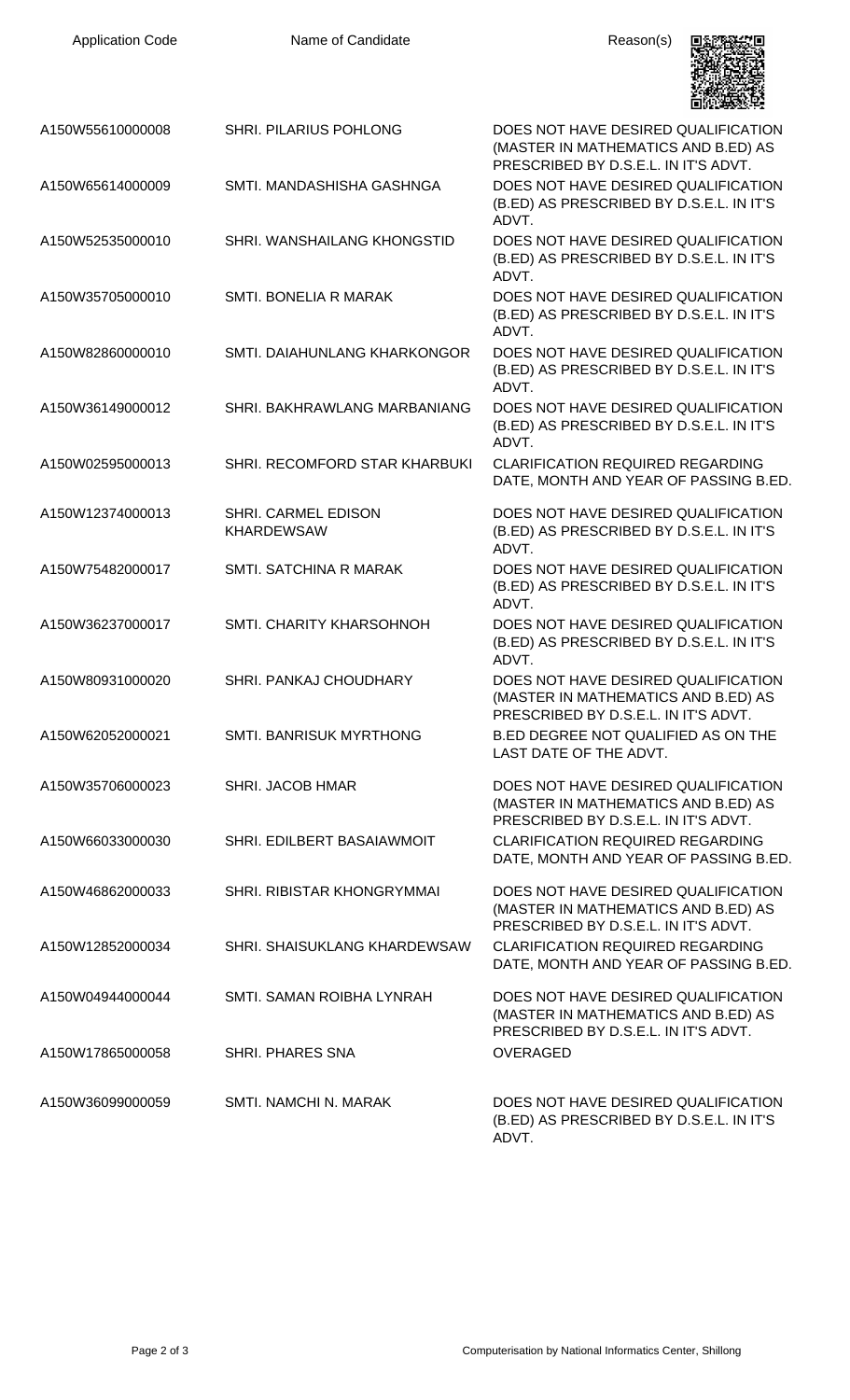| Application Code | Name of Candidate | Reason(s) |
| --- | --- | --- |
| A150W55610000008 | SHRI. PILARIUS POHLONG | DOES NOT HAVE DESIRED QUALIFICATION (MASTER IN MATHEMATICS AND B.ED) AS PRESCRIBED BY D.S.E.L. IN IT'S ADVT. |
| A150W65614000009 | SMTI. MANDASHISHA GASHNGA | DOES NOT HAVE DESIRED QUALIFICATION (B.ED) AS PRESCRIBED BY D.S.E.L. IN IT'S ADVT. |
| A150W52535000010 | SHRI. WANSHAILANG KHONGSTID | DOES NOT HAVE DESIRED QUALIFICATION (B.ED) AS PRESCRIBED BY D.S.E.L. IN IT'S ADVT. |
| A150W35705000010 | SMTI. BONELIA R MARAK | DOES NOT HAVE DESIRED QUALIFICATION (B.ED) AS PRESCRIBED BY D.S.E.L. IN IT'S ADVT. |
| A150W82860000010 | SMTI. DAIAHUNLANG KHARKONGOR | DOES NOT HAVE DESIRED QUALIFICATION (B.ED) AS PRESCRIBED BY D.S.E.L. IN IT'S ADVT. |
| A150W36149000012 | SHRI. BAKHRAWLANG MARBANIANG | DOES NOT HAVE DESIRED QUALIFICATION (B.ED) AS PRESCRIBED BY D.S.E.L. IN IT'S ADVT. |
| A150W02595000013 | SHRI. RECOMFORD STAR KHARBUKI | CLARIFICATION REQUIRED REGARDING DATE, MONTH AND YEAR OF PASSING B.ED. |
| A150W12374000013 | SHRI. CARMEL EDISON KHARDEWSAW | DOES NOT HAVE DESIRED QUALIFICATION (B.ED) AS PRESCRIBED BY D.S.E.L. IN IT'S ADVT. |
| A150W75482000017 | SMTI. SATCHINA R MARAK | DOES NOT HAVE DESIRED QUALIFICATION (B.ED) AS PRESCRIBED BY D.S.E.L. IN IT'S ADVT. |
| A150W36237000017 | SMTI. CHARITY KHARSOHNOH | DOES NOT HAVE DESIRED QUALIFICATION (B.ED) AS PRESCRIBED BY D.S.E.L. IN IT'S ADVT. |
| A150W80931000020 | SHRI. PANKAJ CHOUDHARY | DOES NOT HAVE DESIRED QUALIFICATION (MASTER IN MATHEMATICS AND B.ED) AS PRESCRIBED BY D.S.E.L. IN IT'S ADVT. |
| A150W62052000021 | SMTI. BANRISUK MYRTHONG | B.ED DEGREE NOT QUALIFIED AS ON THE LAST DATE OF THE ADVT. |
| A150W35706000023 | SHRI. JACOB HMAR | DOES NOT HAVE DESIRED QUALIFICATION (MASTER IN MATHEMATICS AND B.ED) AS PRESCRIBED BY D.S.E.L. IN IT'S ADVT. |
| A150W66033000030 | SHRI. EDILBERT BASAIAWMOIT | CLARIFICATION REQUIRED REGARDING DATE, MONTH AND YEAR OF PASSING B.ED. |
| A150W46862000033 | SHRI. RIBISTAR KHONGRYMMAI | DOES NOT HAVE DESIRED QUALIFICATION (MASTER IN MATHEMATICS AND B.ED) AS PRESCRIBED BY D.S.E.L. IN IT'S ADVT. |
| A150W12852000034 | SHRI. SHAISUKLANG KHARDEWSAW | CLARIFICATION REQUIRED REGARDING DATE, MONTH AND YEAR OF PASSING B.ED. |
| A150W04944000044 | SMTI. SAMAN ROIBHA LYNRAH | DOES NOT HAVE DESIRED QUALIFICATION (MASTER IN MATHEMATICS AND B.ED) AS PRESCRIBED BY D.S.E.L. IN IT'S ADVT. |
| A150W17865000058 | SHRI. PHARES SNA | OVERAGED |
| A150W36099000059 | SMTI. NAMCHI N. MARAK | DOES NOT HAVE DESIRED QUALIFICATION (B.ED) AS PRESCRIBED BY D.S.E.L. IN IT'S ADVT. |

Computerisation by National Informatics Center, Shillong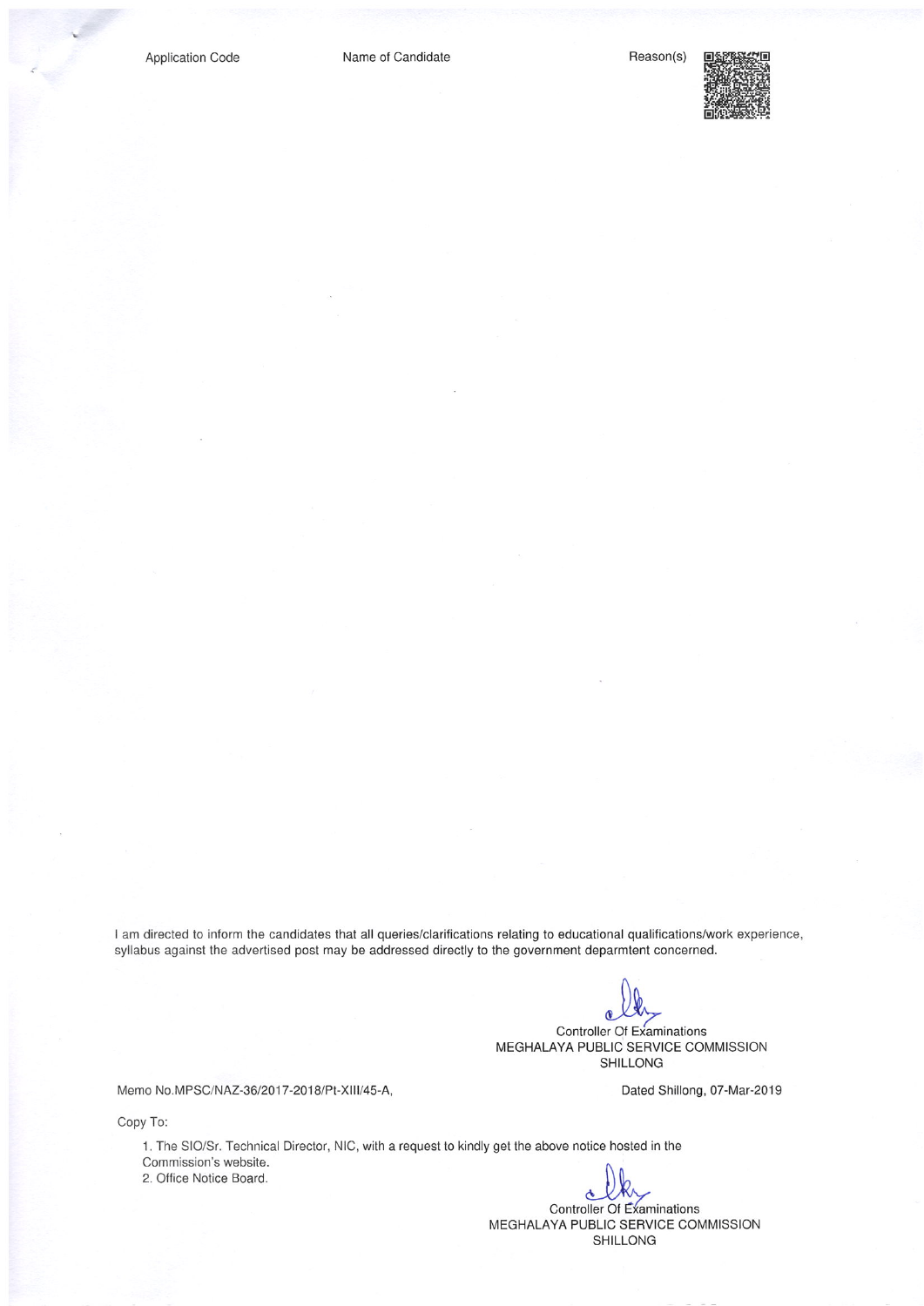| Application Code | Name of Candidate | Reason(s) |
| --- | --- | --- |

I am directed to inform the candidates that all queries/clarifications relating to educational qualifications/work experience, syllabus against the advertised post may be addressed directly to the government deparmtent concerned.

Controller Of Examinations
MEGHALAYA PUBLIC SERVICE COMMISSION
SHILLONG

Memo No.MPSC/NAZ-36/2017-2018/Pt-XIII/45-A,

Dated Shillong, 07-Mar-2019

Copy To:

1. The SIO/Sr. Technical Director, NIC, with a request to kindly get the above notice hosted in the Commission's website.
2. Office Notice Board.

Controller Of Examinations
MEGHALAYA PUBLIC SERVICE COMMISSION
SHILLONG